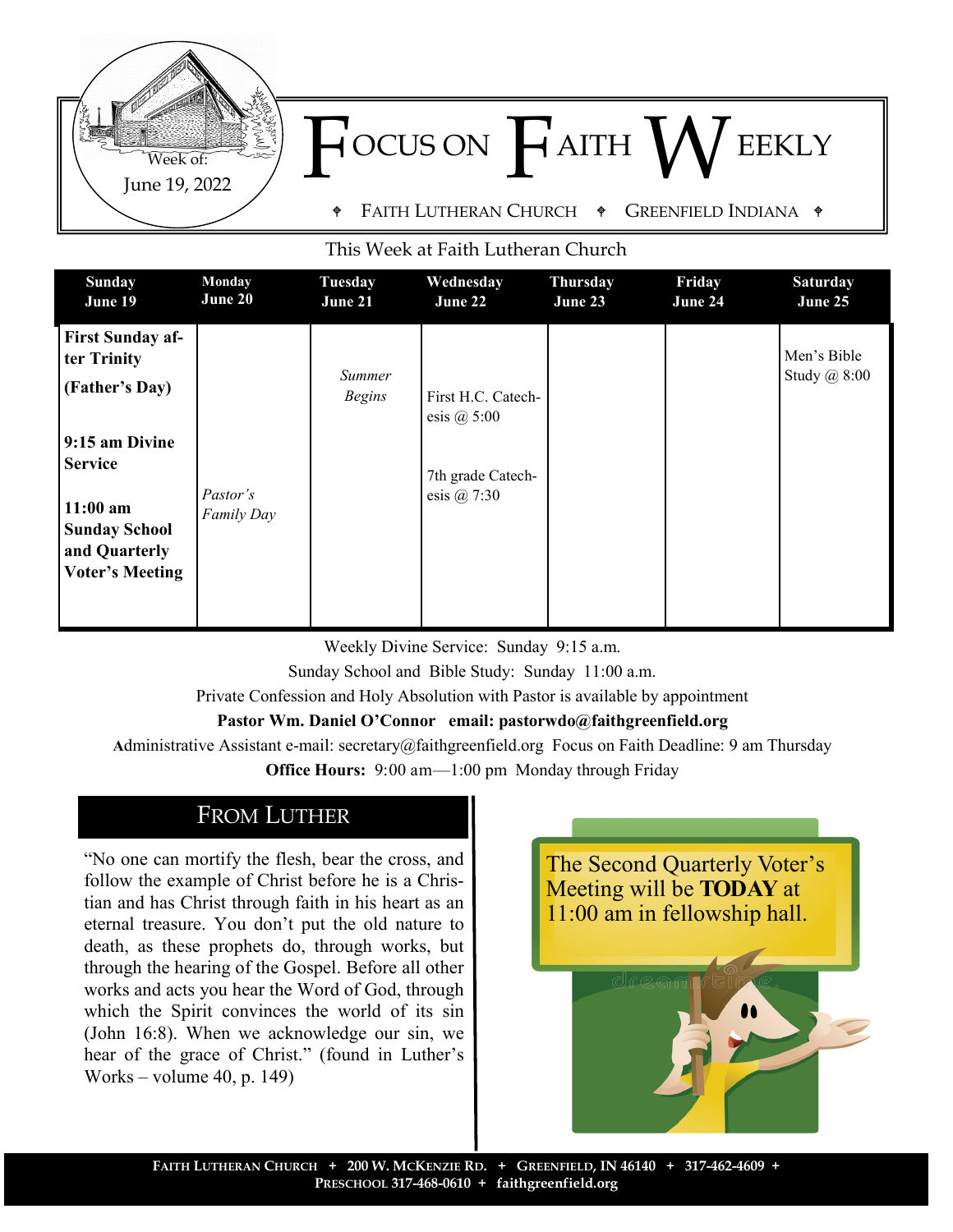Week of:
June 19, 2022

# FOCUS ON FAITH WEEKLY

⌖ FAITH LUTHERAN CHURCH ⌖ GREENFIELD INDIANA ⌖

## This Week at Faith Lutheran Church

| Sunday June 19 | Monday June 20 | Tuesday June 21 | Wednesday June 22 | Thursday June 23 | Friday June 24 | Saturday June 25 |
|---|---|---|---|---|---|---|
| **First Sunday after Trinity** **(Father's Day)** **9:15 am Divine Service** **11:00 am Sunday School and Quarterly Voter's Meeting** | *Pastor's Family Day* | *Summer Begins* | First H.C. Catechesis @ 5:00 7th grade Catechesis @ 7:30 | | | Men's Bible Study @ 8:00 |

Weekly Divine Service: Sunday 9:15 a.m.

Sunday School and Bible Study: Sunday 11:00 a.m.

Private Confession and Holy Absolution with Pastor is available by appointment

**Pastor Wm. Daniel O'Connor email: pastorwdo@faithgreenfield.org**

Administrative Assistant e-mail: secretary@faithgreenfield.org Focus on Faith Deadline: 9 am Thursday

**Office Hours:** 9:00 am—1:00 pm Monday through Friday

## FROM LUTHER

"No one can mortify the flesh, bear the cross, and follow the example of Christ before he is a Christian and has Christ through faith in his heart as an eternal treasure. You don't put the old nature to death, as these prophets do, through works, but through the hearing of the Gospel. Before all other works and acts you hear the Word of God, through which the Spirit convinces the world of its sin (John 16:8). When we acknowledge our sin, we hear of the grace of Christ." (found in Luther's Works – volume 40, p. 149)

The Second Quarterly Voter's Meeting will be **TODAY** at 11:00 am in fellowship hall.

FAITH LUTHERAN CHURCH + 200 W. MCKENZIE RD. + GREENFIELD, IN 46140 + 317-462-4609 + PRESCHOOL 317-468-0610 + faithgreenfield.org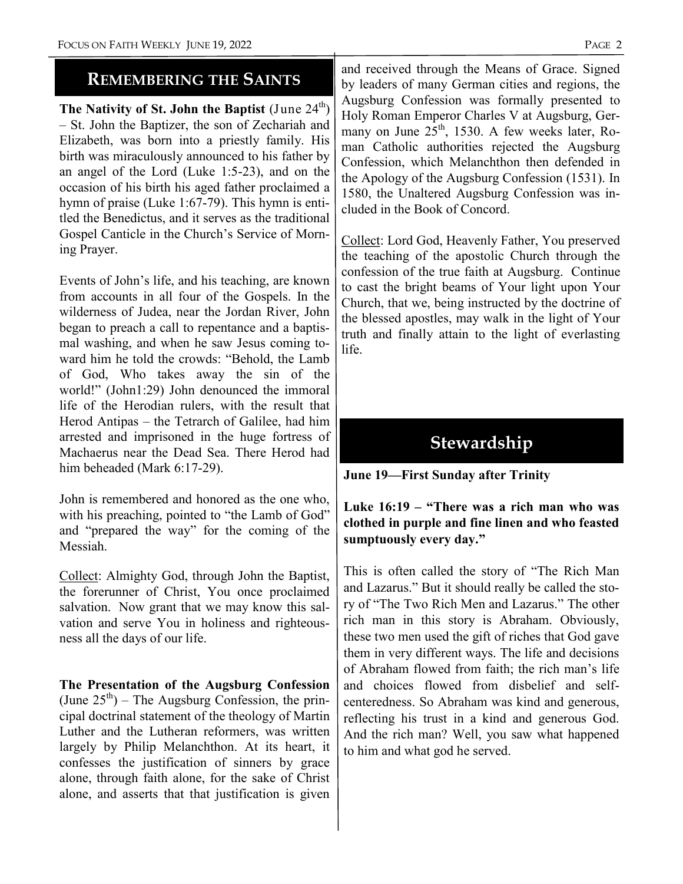## Remembering the Saints

**The Nativity of St. John the Baptist** (June 24th) – St. John the Baptizer, the son of Zechariah and Elizabeth, was born into a priestly family. His birth was miraculously announced to his father by an angel of the Lord (Luke 1:5-23), and on the occasion of his birth his aged father proclaimed a hymn of praise (Luke 1:67-79). This hymn is entitled the Benedictus, and it serves as the traditional Gospel Canticle in the Church's Service of Morning Prayer.

Events of John's life, and his teaching, are known from accounts in all four of the Gospels. In the wilderness of Judea, near the Jordan River, John began to preach a call to repentance and a baptismal washing, and when he saw Jesus coming toward him he told the crowds: "Behold, the Lamb of God, Who takes away the sin of the world!" (John1:29) John denounced the immoral life of the Herodian rulers, with the result that Herod Antipas – the Tetrarch of Galilee, had him arrested and imprisoned in the huge fortress of Machaerus near the Dead Sea. There Herod had him beheaded (Mark 6:17-29).

John is remembered and honored as the one who, with his preaching, pointed to "the Lamb of God" and "prepared the way" for the coming of the Messiah.

Collect: Almighty God, through John the Baptist, the forerunner of Christ, You once proclaimed salvation. Now grant that we may know this salvation and serve You in holiness and righteousness all the days of our life.

**The Presentation of the Augsburg Confession** (June 25th) – The Augsburg Confession, the principal doctrinal statement of the theology of Martin Luther and the Lutheran reformers, was written largely by Philip Melanchthon. At its heart, it confesses the justification of sinners by grace alone, through faith alone, for the sake of Christ alone, and asserts that that justification is given and received through the Means of Grace. Signed by leaders of many German cities and regions, the Augsburg Confession was formally presented to Holy Roman Emperor Charles V at Augsburg, Germany on June 25th, 1530. A few weeks later, Roman Catholic authorities rejected the Augsburg Confession, which Melanchthon then defended in the Apology of the Augsburg Confession (1531). In 1580, the Unaltered Augsburg Confession was included in the Book of Concord.

Collect: Lord God, Heavenly Father, You preserved the teaching of the apostolic Church through the confession of the true faith at Augsburg. Continue to cast the bright beams of Your light upon Your Church, that we, being instructed by the doctrine of the blessed apostles, may walk in the light of Your truth and finally attain to the light of everlasting life.

## Stewardship

**June 19—First Sunday after Trinity**

**Luke 16:19 – "There was a rich man who was clothed in purple and fine linen and who feasted sumptuously every day."**

This is often called the story of "The Rich Man and Lazarus." But it should really be called the story of "The Two Rich Men and Lazarus." The other rich man in this story is Abraham. Obviously, these two men used the gift of riches that God gave them in very different ways. The life and decisions of Abraham flowed from faith; the rich man's life and choices flowed from disbelief and self-centeredness. So Abraham was kind and generous, reflecting his trust in a kind and generous God. And the rich man? Well, you saw what happened to him and what god he served.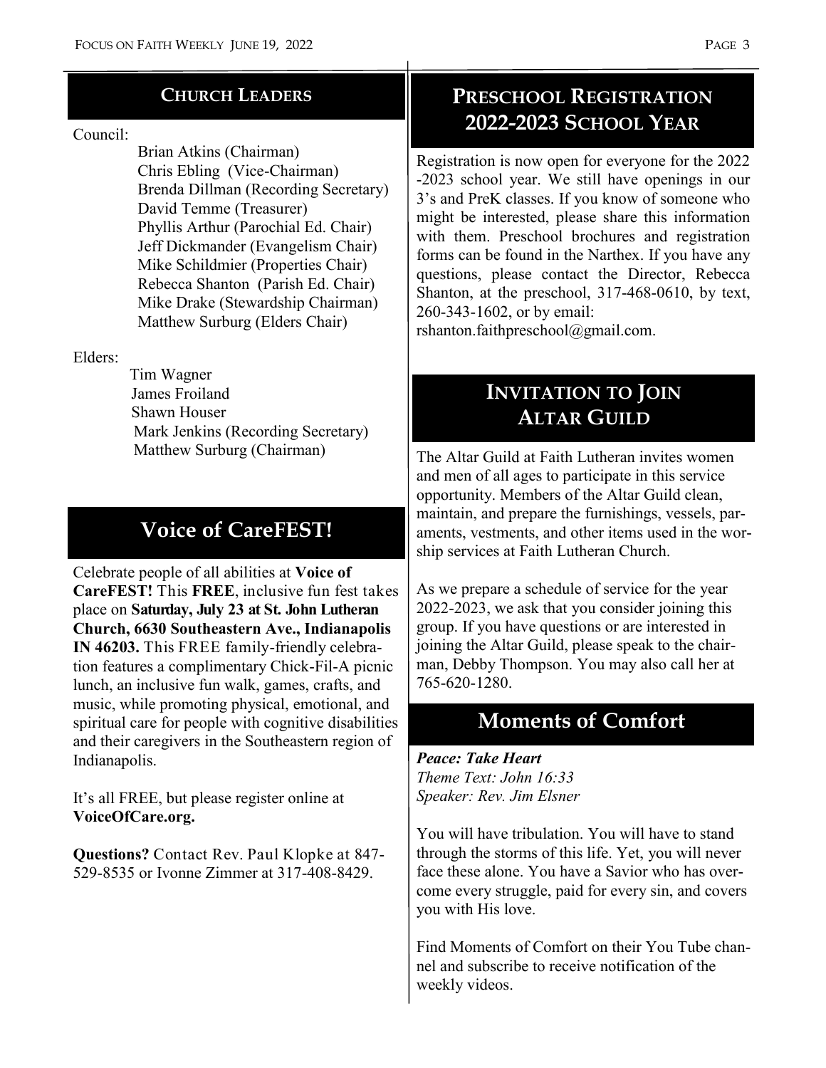## Church Leaders

Council:

Brian Atkins (Chairman)
Chris Ebling (Vice-Chairman)
Brenda Dillman (Recording Secretary)
David Temme (Treasurer)
Phyllis Arthur (Parochial Ed. Chair)
Jeff Dickmander (Evangelism Chair)
Mike Schildmier (Properties Chair)
Rebecca Shanton (Parish Ed. Chair)
Mike Drake (Stewardship Chairman)
Matthew Surburg (Elders Chair)

Elders:

Tim Wagner
James Froiland
Shawn Houser
Mark Jenkins (Recording Secretary)
Matthew Surburg (Chairman)

## Voice of CareFEST!

Celebrate people of all abilities at **Voice of CareFEST!** This **FREE**, inclusive fun fest takes place on **Saturday, July 23 at St. John Lutheran Church, 6630 Southeastern Ave., Indianapolis IN 46203.** This FREE family-friendly celebration features a complimentary Chick-Fil-A picnic lunch, an inclusive fun walk, games, crafts, and music, while promoting physical, emotional, and spiritual care for people with cognitive disabilities and their caregivers in the Southeastern region of Indianapolis.

It's all FREE, but please register online at **VoiceOfCare.org.**

**Questions?** Contact Rev. Paul Klopke at 847-529-8535 or Ivonne Zimmer at 317-408-8429.

## Preschool Registration 2022-2023 School Year

Registration is now open for everyone for the 2022-2023 school year. We still have openings in our 3's and PreK classes. If you know of someone who might be interested, please share this information with them. Preschool brochures and registration forms can be found in the Narthex. If you have any questions, please contact the Director, Rebecca Shanton, at the preschool, 317-468-0610, by text, 260-343-1602, or by email: rshanton.faithpreschool@gmail.com.

## Invitation to Join Altar Guild

The Altar Guild at Faith Lutheran invites women and men of all ages to participate in this service opportunity. Members of the Altar Guild clean, maintain, and prepare the furnishings, vessels, paraments, vestments, and other items used in the worship services at Faith Lutheran Church.

As we prepare a schedule of service for the year 2022-2023, we ask that you consider joining this group. If you have questions or are interested in joining the Altar Guild, please speak to the chairman, Debby Thompson. You may also call her at 765-620-1280.

## Moments of Comfort

***Peace: Take Heart***
*Theme Text: John 16:33*
*Speaker: Rev. Jim Elsner*

You will have tribulation. You will have to stand through the storms of this life. Yet, you will never face these alone. You have a Savior who has overcome every struggle, paid for every sin, and covers you with His love.

Find Moments of Comfort on their You Tube channel and subscribe to receive notification of the weekly videos.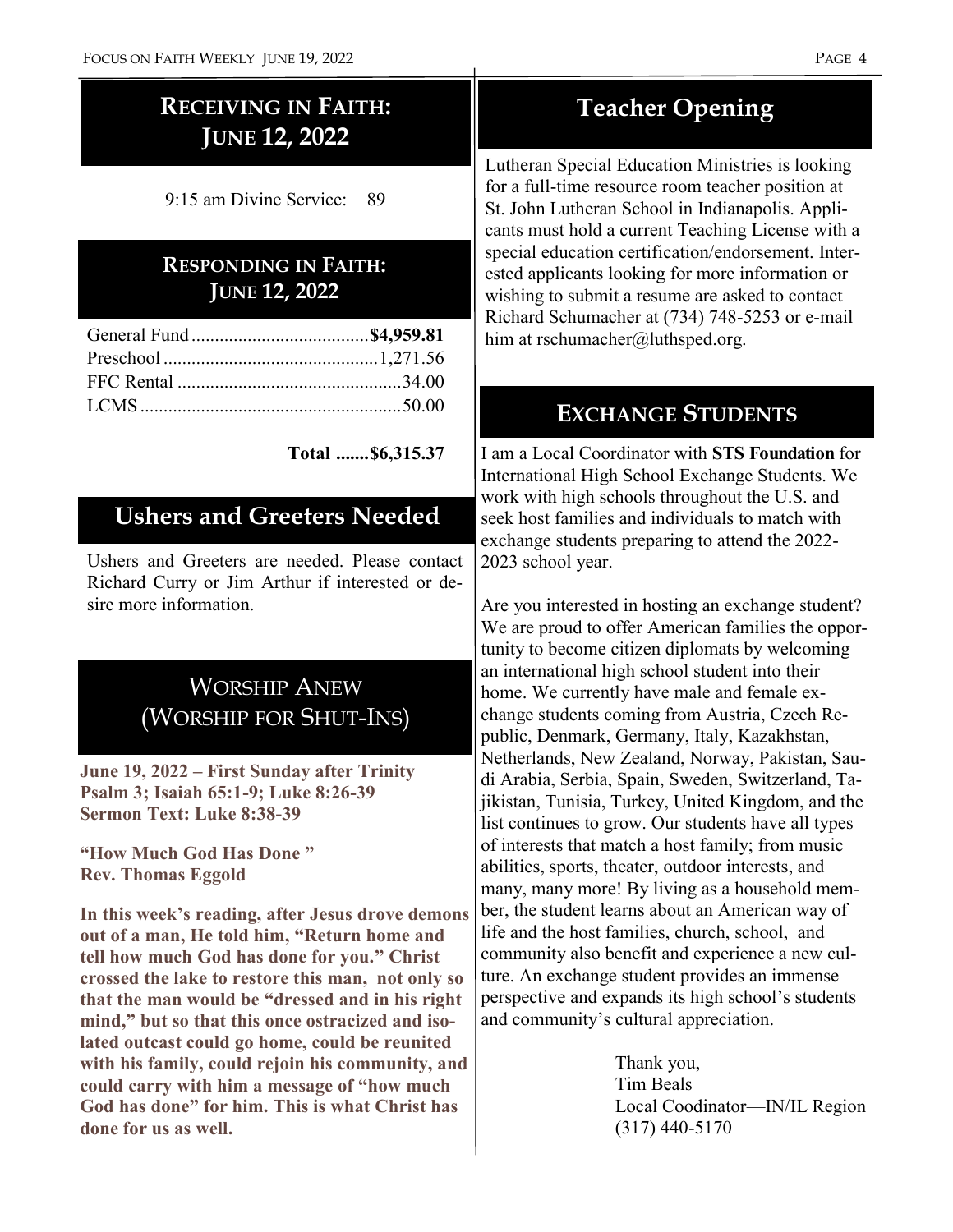## Receiving in Faith: June 12, 2022

9:15 am Divine Service: 89

## Responding in Faith: June 12, 2022

| | |
|---|---|
| General Fund | **$4,959.81** |
| Preschool | 1,271.56 |
| FFC Rental | 34.00 |
| LCMS | 50.00 |
| **Total** | **$6,315.37** |

## Ushers and Greeters Needed

Ushers and Greeters are needed. Please contact Richard Curry or Jim Arthur if interested or desire more information.

## Worship Anew (Worship for Shut-Ins)

**June 19, 2022 – First Sunday after Trinity**
**Psalm 3; Isaiah 65:1-9; Luke 8:26-39**
**Sermon Text: Luke 8:38-39**

**"How Much God Has Done "**
**Rev. Thomas Eggold**

**In this week's reading, after Jesus drove demons out of a man, He told him, "Return home and tell how much God has done for you." Christ crossed the lake to restore this man, not only so that the man would be "dressed and in his right mind," but so that this once ostracized and isolated outcast could go home, could be reunited with his family, could rejoin his community, and could carry with him a message of "how much God has done" for him. This is what Christ has done for us as well.**

## Teacher Opening

Lutheran Special Education Ministries is looking for a full-time resource room teacher position at St. John Lutheran School in Indianapolis. Applicants must hold a current Teaching License with a special education certification/endorsement. Interested applicants looking for more information or wishing to submit a resume are asked to contact Richard Schumacher at (734) 748-5253 or e-mail him at rschumacher@luthsped.org.

## Exchange Students

I am a Local Coordinator with **STS Foundation** for International High School Exchange Students. We work with high schools throughout the U.S. and seek host families and individuals to match with exchange students preparing to attend the 2022-2023 school year.

Are you interested in hosting an exchange student? We are proud to offer American families the opportunity to become citizen diplomats by welcoming an international high school student into their home. We currently have male and female exchange students coming from Austria, Czech Republic, Denmark, Germany, Italy, Kazakhstan, Netherlands, New Zealand, Norway, Pakistan, Saudi Arabia, Serbia, Spain, Sweden, Switzerland, Tajikistan, Tunisia, Turkey, United Kingdom, and the list continues to grow. Our students have all types of interests that match a host family; from music abilities, sports, theater, outdoor interests, and many, many more! By living as a household member, the student learns about an American way of life and the host families, church, school, and community also benefit and experience a new culture. An exchange student provides an immense perspective and expands its high school's students and community's cultural appreciation.

Thank you,
Tim Beals
Local Coodinator—IN/IL Region
(317) 440-5170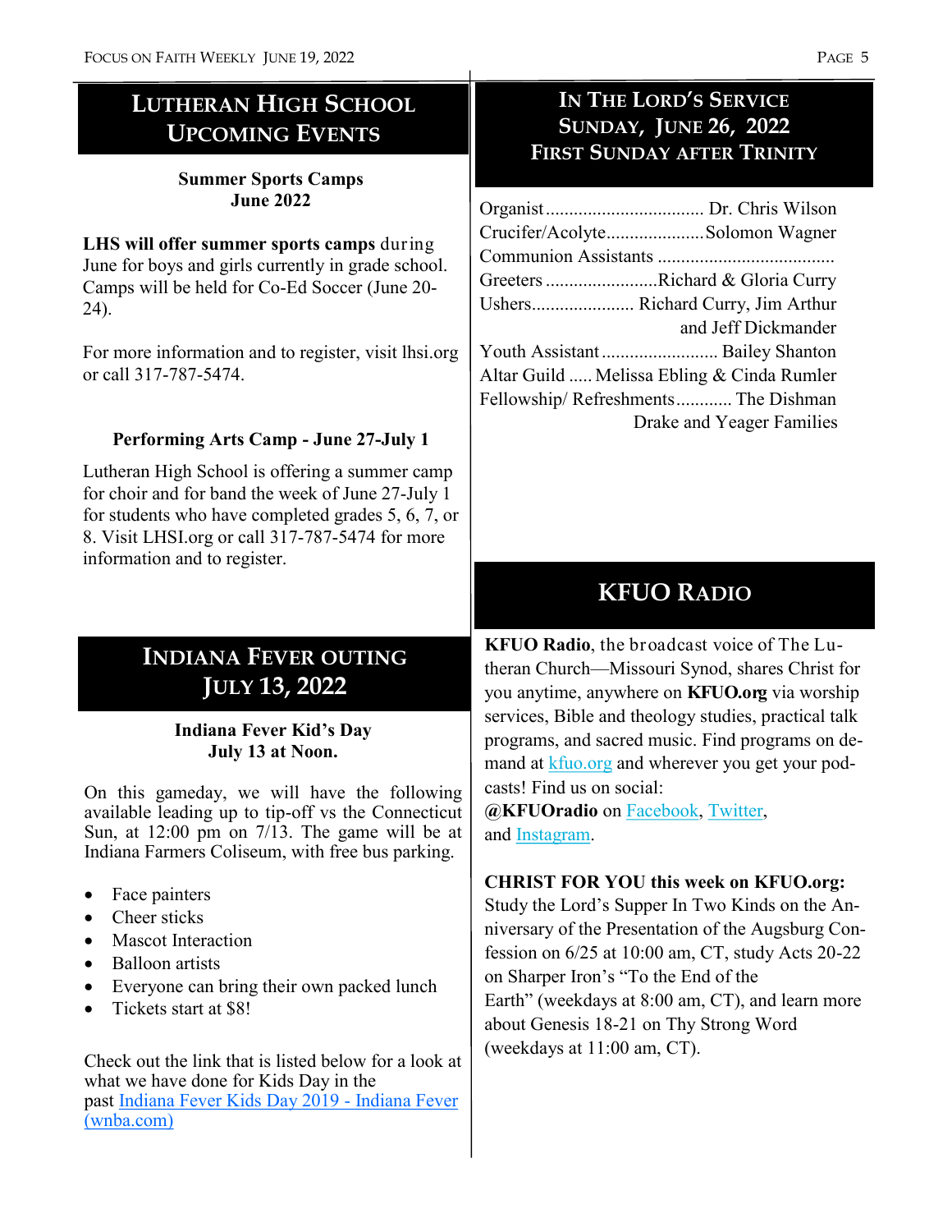## Lutheran High School Upcoming Events

**Summer Sports Camps**
**June 2022**

**LHS will offer summer sports camps** during June for boys and girls currently in grade school. Camps will be held for Co-Ed Soccer (June 20-24).

For more information and to register, visit lhsi.org or call 317-787-5474.

**Performing Arts Camp - June 27-July 1**

Lutheran High School is offering a summer camp for choir and for band the week of June 27-July 1 for students who have completed grades 5, 6, 7, or 8. Visit LHSI.org or call 317-787-5474 for more information and to register.

## Indiana Fever Outing July 13, 2022

**Indiana Fever Kid's Day**
**July 13 at Noon.**

On this gameday, we will have the following available leading up to tip-off vs the Connecticut Sun, at 12:00 pm on 7/13. The game will be at Indiana Farmers Coliseum, with free bus parking.

- Face painters
- Cheer sticks
- Mascot Interaction
- Balloon artists
- Everyone can bring their own packed lunch
- Tickets start at $8!

Check out the link that is listed below for a look at what we have done for Kids Day in the past [Indiana Fever Kids Day 2019 - Indiana Fever (wnba.com)]

## In The Lord's Service Sunday, June 26, 2022 First Sunday after Trinity

Organist .................................. Dr. Chris Wilson
Crucifer/Acolyte..................... Solomon Wagner
Communion Assistants ......................................
Greeters ........................ Richard & Gloria Curry
Ushers...................... Richard Curry, Jim Arthur and Jeff Dickmander
Youth Assistant ......................... Bailey Shanton
Altar Guild ..... Melissa Ebling & Cinda Rumler
Fellowship/ Refreshments............ The Dishman Drake and Yeager Families

## KFUO Radio

**KFUO Radio**, the broadcast voice of The Lutheran Church—Missouri Synod, shares Christ for you anytime, anywhere on **KFUO.org** via worship services, Bible and theology studies, practical talk programs, and sacred music. Find programs on demand at kfuo.org and wherever you get your podcasts! Find us on social: **@KFUOradio** on Facebook, Twitter, and Instagram.

**CHRIST FOR YOU this week on KFUO.org:** Study the Lord's Supper In Two Kinds on the Anniversary of the Presentation of the Augsburg Confession on 6/25 at 10:00 am, CT, study Acts 20-22 on Sharper Iron's "To the End of the Earth" (weekdays at 8:00 am, CT), and learn more about Genesis 18-21 on Thy Strong Word (weekdays at 11:00 am, CT).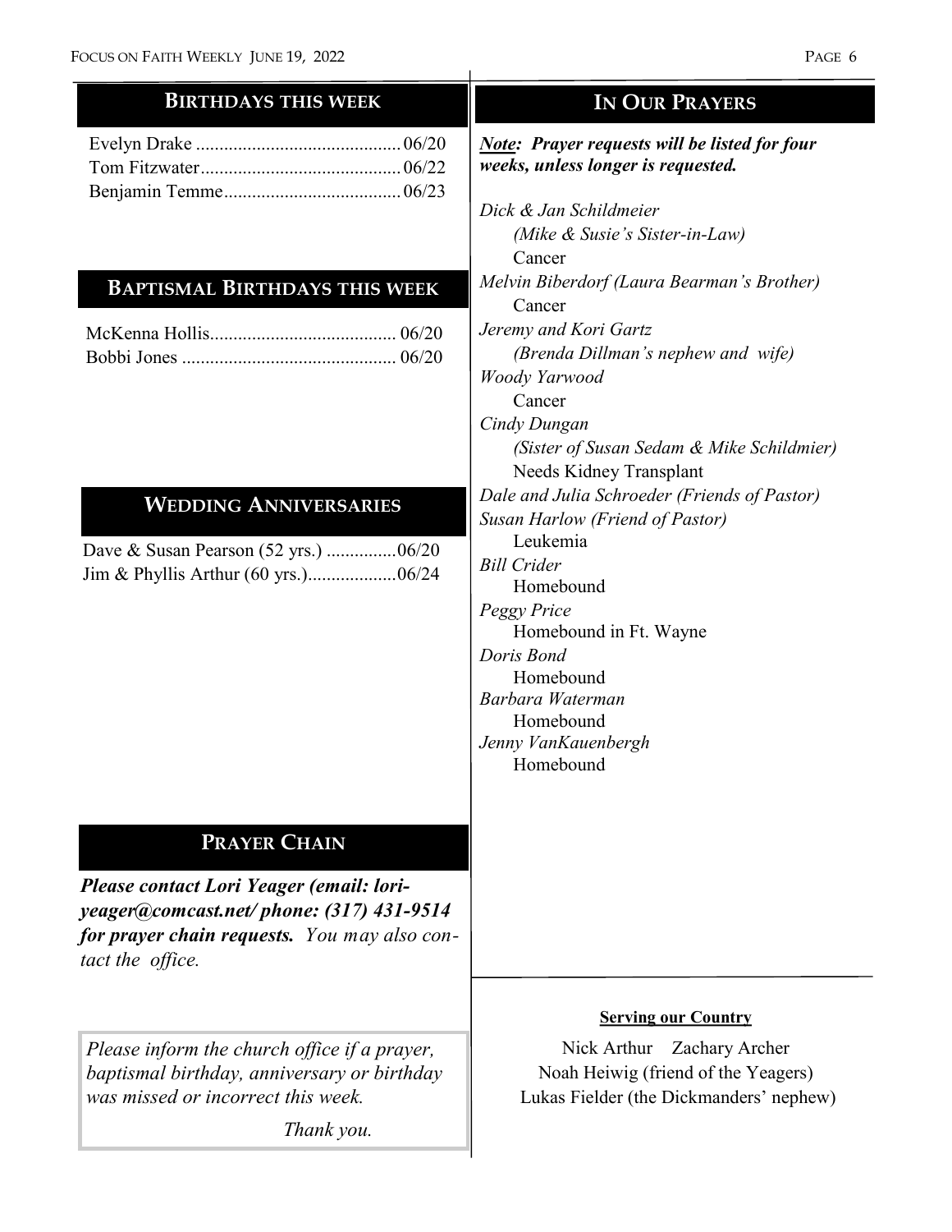## Birthdays this Week

Evelyn Drake ............................................ 06/20
Tom Fitzwater........................................... 06/22
Benjamin Temme...................................... 06/23

## Baptismal Birthdays this Week

McKenna Hollis........................................ 06/20
Bobbi Jones ............................................. 06/20

## Wedding Anniversaries

Dave & Susan Pearson (52 yrs.) ...............06/20
Jim & Phyllis Arthur (60 yrs.)...................06/24

## Prayer Chain

***Please contact Lori Yeager (email: lori-yeager@comcast.net/ phone: (317) 431-9514 for prayer chain requests.*** *You may also contact the office.*

*Please inform the church office if a prayer, baptismal birthday, anniversary or birthday was missed or incorrect this week.*

*Thank you.*

## In Our Prayers

***Note:* Prayer requests will be listed for four weeks, unless longer is requested.**

*Dick & Jan Schildmeier*
*(Mike & Susie's Sister-in-Law)*
Cancer

*Melvin Biberdorf (Laura Bearman's Brother)*
Cancer

*Jeremy and Kori Gartz*
*(Brenda Dillman's nephew and wife)*

*Woody Yarwood*
Cancer

*Cindy Dungan*
*(Sister of Susan Sedam & Mike Schildmier)*
Needs Kidney Transplant

*Dale and Julia Schroeder (Friends of Pastor)*

*Susan Harlow (Friend of Pastor)*
Leukemia

*Bill Crider*
Homebound

*Peggy Price*
Homebound in Ft. Wayne

*Doris Bond*
Homebound

*Barbara Waterman*
Homebound

*Jenny VanKauenbergh*
Homebound

**Serving our Country**

Nick Arthur Zachary Archer
Noah Heiwig (friend of the Yeagers)
Lukas Fielder (the Dickmanders' nephew)